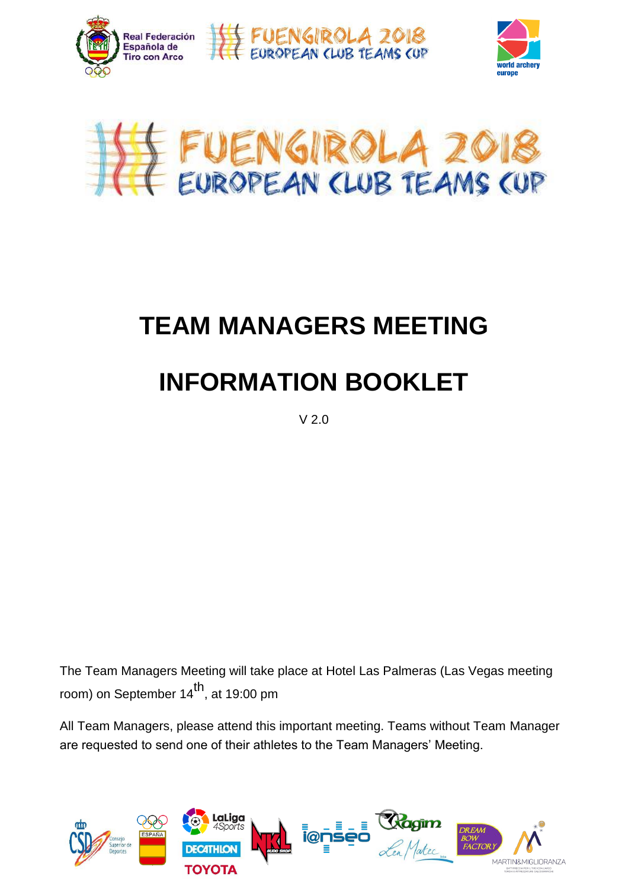# TEAM MANAGERS MEETING

# INFORMATION BOOKLET

V 2.0

The Team Managers Meeting will take place at Hotel Las Palmeras (Las Vegas meeting room) on September 14th, at 19:00 pm

All Team Managers, please attend this important meeting. Teams without Team Manager are requested to send one of their athletes to the Team Managers' Meeting.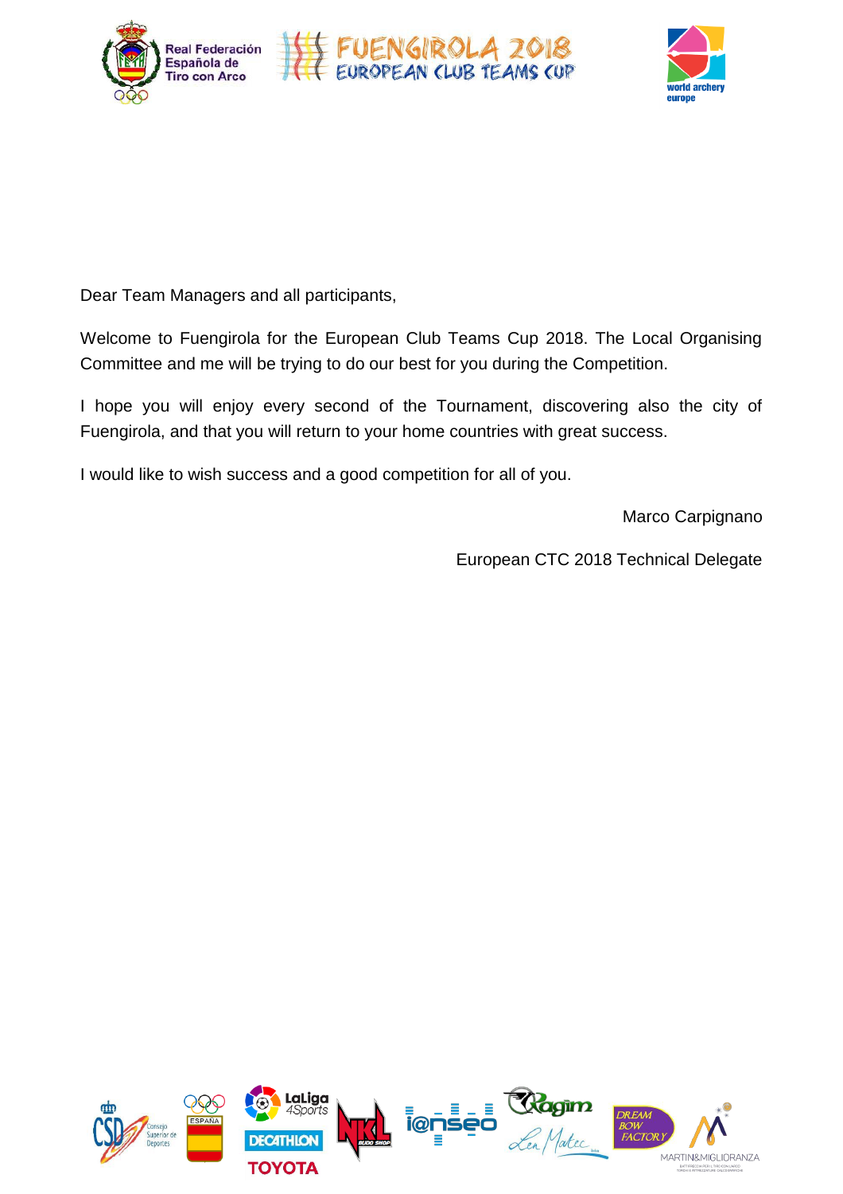Dear Team Managers and all participants,

Welcome to Fuengirola for the European Club Teams Cup 2018. The Local Organising Committee and me will be trying to do our best for you during the Competition.

I hope you will enjoy every second of the Tournament, discovering also the city of Fuengirola, and that you will return to your home countries with great success.

I would like to wish success and a good competition for all of you.

Marco Carpignano

European CTC 2018 Technical Delegate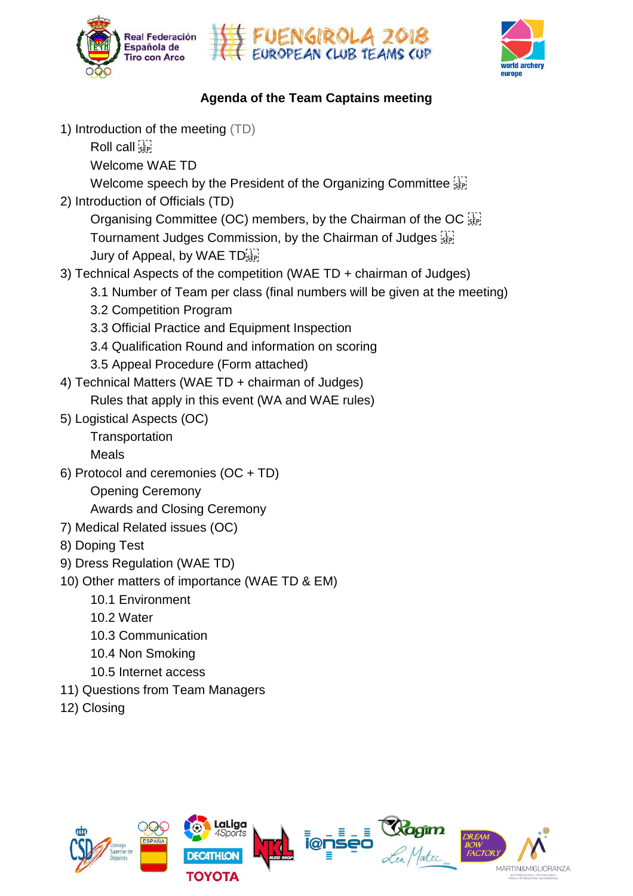## Agenda of the Team Captains meeting

1) Introduction of the meeting (TD)
   - Roll call
   - Welcome WAE TD
   - Welcome speech by the President of the Organizing Committee
2) Introduction of Officials (TD)
   - Organising Committee (OC) members, by the Chairman of the OC
   - Tournament Judges Commission, by the Chairman of Judges
   - Jury of Appeal, by WAE TD
3) Technical Aspects of the competition (WAE TD + chairman of Judges)
   - 3.1 Number of Team per class (final numbers will be given at the meeting)
   - 3.2 Competition Program
   - 3.3 Official Practice and Equipment Inspection
   - 3.4 Qualification Round and information on scoring
   - 3.5 Appeal Procedure (Form attached)
4) Technical Matters (WAE TD + chairman of Judges)
   - Rules that apply in this event (WA and WAE rules)
5) Logistical Aspects (OC)
   - Transportation
   - Meals
6) Protocol and ceremonies (OC + TD)
   - Opening Ceremony
   - Awards and Closing Ceremony
7) Medical Related issues (OC)
8) Doping Test
9) Dress Regulation (WAE TD)
10) Other matters of importance (WAE TD & EM)
    - 10.1 Environment
    - 10.2 Water
    - 10.3 Communication
    - 10.4 Non Smoking
    - 10.5 Internet access
11) Questions from Team Managers
12) Closing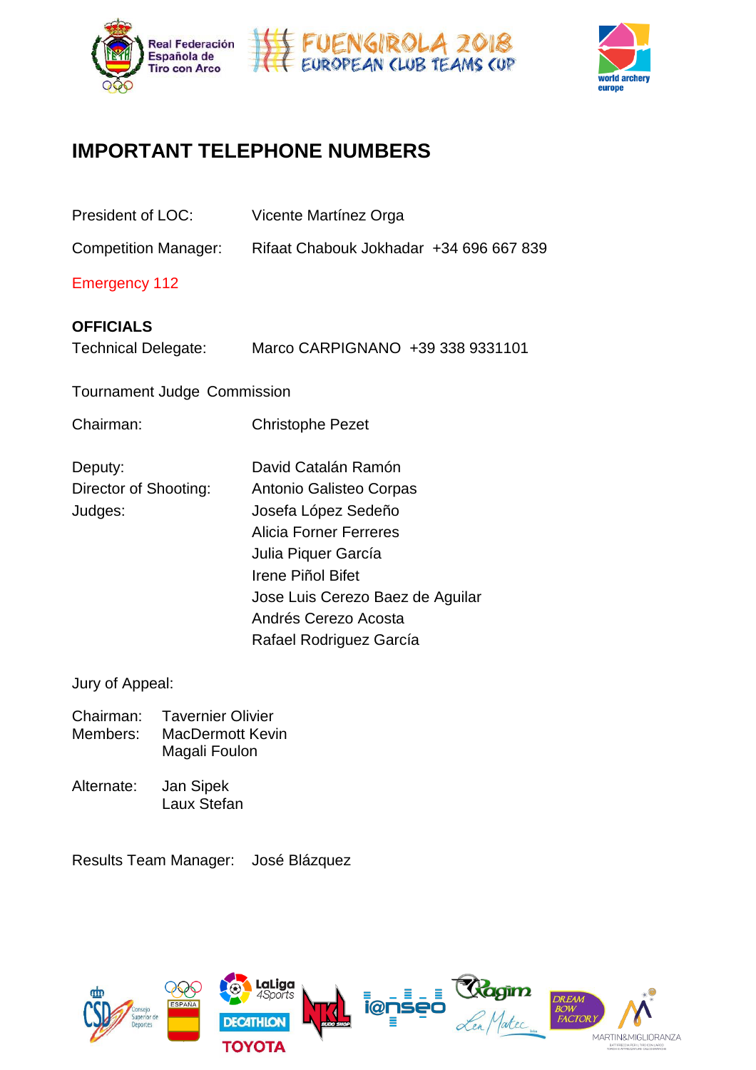# IMPORTANT TELEPHONE NUMBERS

President of LOC: Vicente Martínez Orga

Competition Manager: Rifaat Chabouk Jokhadar +34 696 667 839

Emergency 112

**OFFICIALS**

Technical Delegate: Marco CARPIGNANO +39 338 9331101

Tournament Judge Commission

Chairman: Christophe Pezet

Deputy: David Catalán Ramón

Director of Shooting: Antonio Galisteo Corpas

Judges:
- Josefa López Sedeño
- Alicia Forner Ferreres
- Julia Piquer García
- Irene Piñol Bifet
- Jose Luis Cerezo Baez de Aguilar
- Andrés Cerezo Acosta
- Rafael Rodriguez García

Jury of Appeal:

Chairman: Tavernier Olivier

Members:
- MacDermott Kevin
- Magali Foulon

Alternate:
- Jan Sipek
- Laux Stefan

Results Team Manager: José Blázquez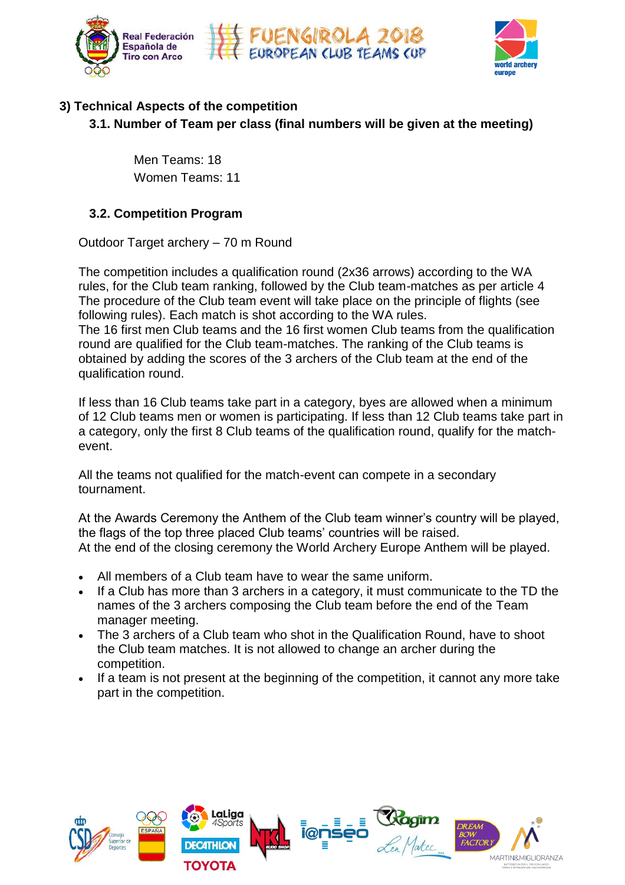## 3) Technical Aspects of the competition

### 3.1. Number of Team per class (final numbers will be given at the meeting)

Men Teams: 18
Women Teams: 11

### 3.2. Competition Program

Outdoor Target archery – 70 m Round

The competition includes a qualification round (2x36 arrows) according to the WA rules, for the Club team ranking, followed by the Club team-matches as per article 4 The procedure of the Club team event will take place on the principle of flights (see following rules). Each match is shot according to the WA rules.
The 16 first men Club teams and the 16 first women Club teams from the qualification round are qualified for the Club team-matches. The ranking of the Club teams is obtained by adding the scores of the 3 archers of the Club team at the end of the qualification round.

If less than 16 Club teams take part in a category, byes are allowed when a minimum of 12 Club teams men or women is participating. If less than 12 Club teams take part in a category, only the first 8 Club teams of the qualification round, qualify for the match-event.

All the teams not qualified for the match-event can compete in a secondary tournament.

At the Awards Ceremony the Anthem of the Club team winner's country will be played, the flags of the top three placed Club teams' countries will be raised.
At the end of the closing ceremony the World Archery Europe Anthem will be played.

- All members of a Club team have to wear the same uniform.
- If a Club has more than 3 archers in a category, it must communicate to the TD the names of the 3 archers composing the Club team before the end of the Team manager meeting.
- The 3 archers of a Club team who shot in the Qualification Round, have to shoot the Club team matches. It is not allowed to change an archer during the competition.
- If a team is not present at the beginning of the competition, it cannot any more take part in the competition.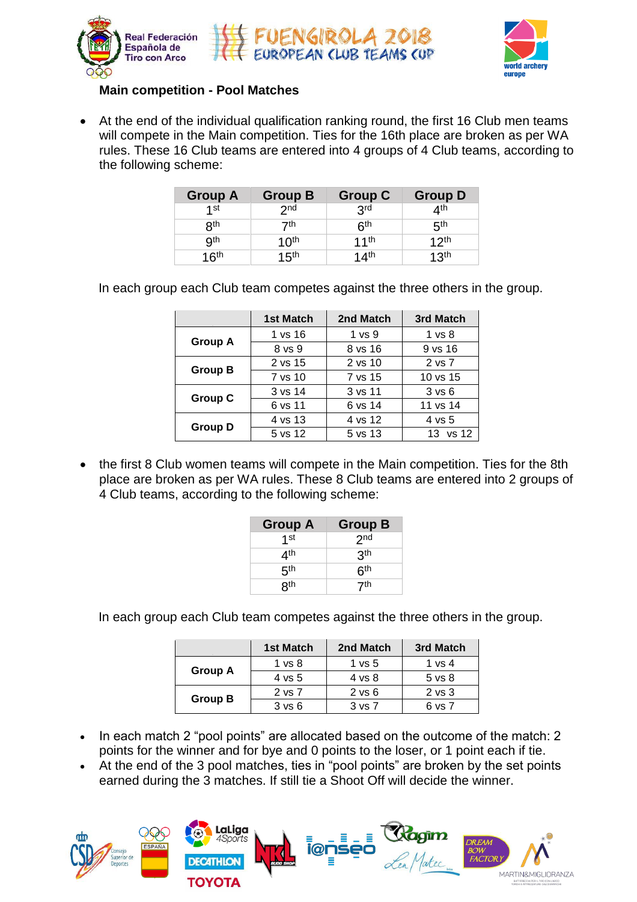## Main competition - Pool Matches

- At the end of the individual qualification ranking round, the first 16 Club men teams will compete in the Main competition. Ties for the 16th place are broken as per WA rules. These 16 Club teams are entered into 4 groups of 4 Club teams, according to the following scheme:

| Group A | Group B | Group C | Group D |
|---|---|---|---|
| 1st | 2nd | 3rd | 4th |
| 8th | 7th | 6th | 5th |
| 9th | 10th | 11th | 12th |
| 16th | 15th | 14th | 13th |

In each group each Club team competes against the three others in the group.

| | 1st Match | 2nd Match | 3rd Match |
|---|---|---|---|
| Group A | 1 vs 16 | 1 vs 9 | 1 vs 8 |
| | 8 vs 9 | 8 vs 16 | 9 vs 16 |
| Group B | 2 vs 15 | 2 vs 10 | 2 vs 7 |
| | 7 vs 10 | 7 vs 15 | 10 vs 15 |
| Group C | 3 vs 14 | 3 vs 11 | 3 vs 6 |
| | 6 vs 11 | 6 vs 14 | 11 vs 14 |
| Group D | 4 vs 13 | 4 vs 12 | 4 vs 5 |
| | 5 vs 12 | 5 vs 13 | 13 vs 12 |

- the first 8 Club women teams will compete in the Main competition. Ties for the 8th place are broken as per WA rules. These 8 Club teams are entered into 2 groups of 4 Club teams, according to the following scheme:

| Group A | Group B |
|---|---|
| 1st | 2nd |
| 4th | 3th |
| 5th | 6th |
| 8th | 7th |

In each group each Club team competes against the three others in the group.

| | 1st Match | 2nd Match | 3rd Match |
|---|---|---|---|
| Group A | 1 vs 8 | 1 vs 5 | 1 vs 4 |
| | 4 vs 5 | 4 vs 8 | 5 vs 8 |
| Group B | 2 vs 7 | 2 vs 6 | 2 vs 3 |
| | 3 vs 6 | 3 vs 7 | 6 vs 7 |

- In each match 2 “pool points” are allocated based on the outcome of the match: 2 points for the winner and for bye and 0 points to the loser, or 1 point each if tie.
- At the end of the 3 pool matches, ties in “pool points” are broken by the set points earned during the 3 matches. If still tie a Shoot Off will decide the winner.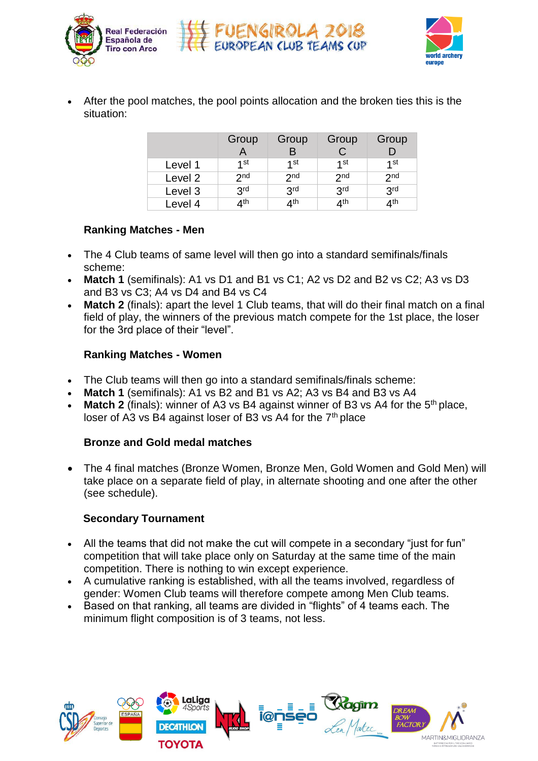- After the pool matches, the pool points allocation and the broken ties this is the situation:

| | Group A | Group B | Group C | Group D |
|---|---|---|---|---|
| Level 1 | 1st | 1st | 1st | 1st |
| Level 2 | 2nd | 2nd | 2nd | 2nd |
| Level 3 | 3rd | 3rd | 3rd | 3rd |
| Level 4 | 4th | 4th | 4th | 4th |

**Ranking Matches - Men**

- The 4 Club teams of same level will then go into a standard semifinals/finals scheme:
- **Match 1** (semifinals): A1 vs D1 and B1 vs C1; A2 vs D2 and B2 vs C2; A3 vs D3 and B3 vs C3; A4 vs D4 and B4 vs C4
- **Match 2** (finals): apart the level 1 Club teams, that will do their final match on a final field of play, the winners of the previous match compete for the 1st place, the loser for the 3rd place of their "level".

**Ranking Matches - Women**

- The Club teams will then go into a standard semifinals/finals scheme:
- **Match 1** (semifinals): A1 vs B2 and B1 vs A2; A3 vs B4 and B3 vs A4
- **Match 2** (finals): winner of A3 vs B4 against winner of B3 vs A4 for the 5th place, loser of A3 vs B4 against loser of B3 vs A4 for the 7th place

**Bronze and Gold medal matches**

- The 4 final matches (Bronze Women, Bronze Men, Gold Women and Gold Men) will take place on a separate field of play, in alternate shooting and one after the other (see schedule).

**Secondary Tournament**

- All the teams that did not make the cut will compete in a secondary "just for fun" competition that will take place only on Saturday at the same time of the main competition. There is nothing to win except experience.
- A cumulative ranking is established, with all the teams involved, regardless of gender: Women Club teams will therefore compete among Men Club teams.
- Based on that ranking, all teams are divided in "flights" of 4 teams each. The minimum flight composition is of 3 teams, not less.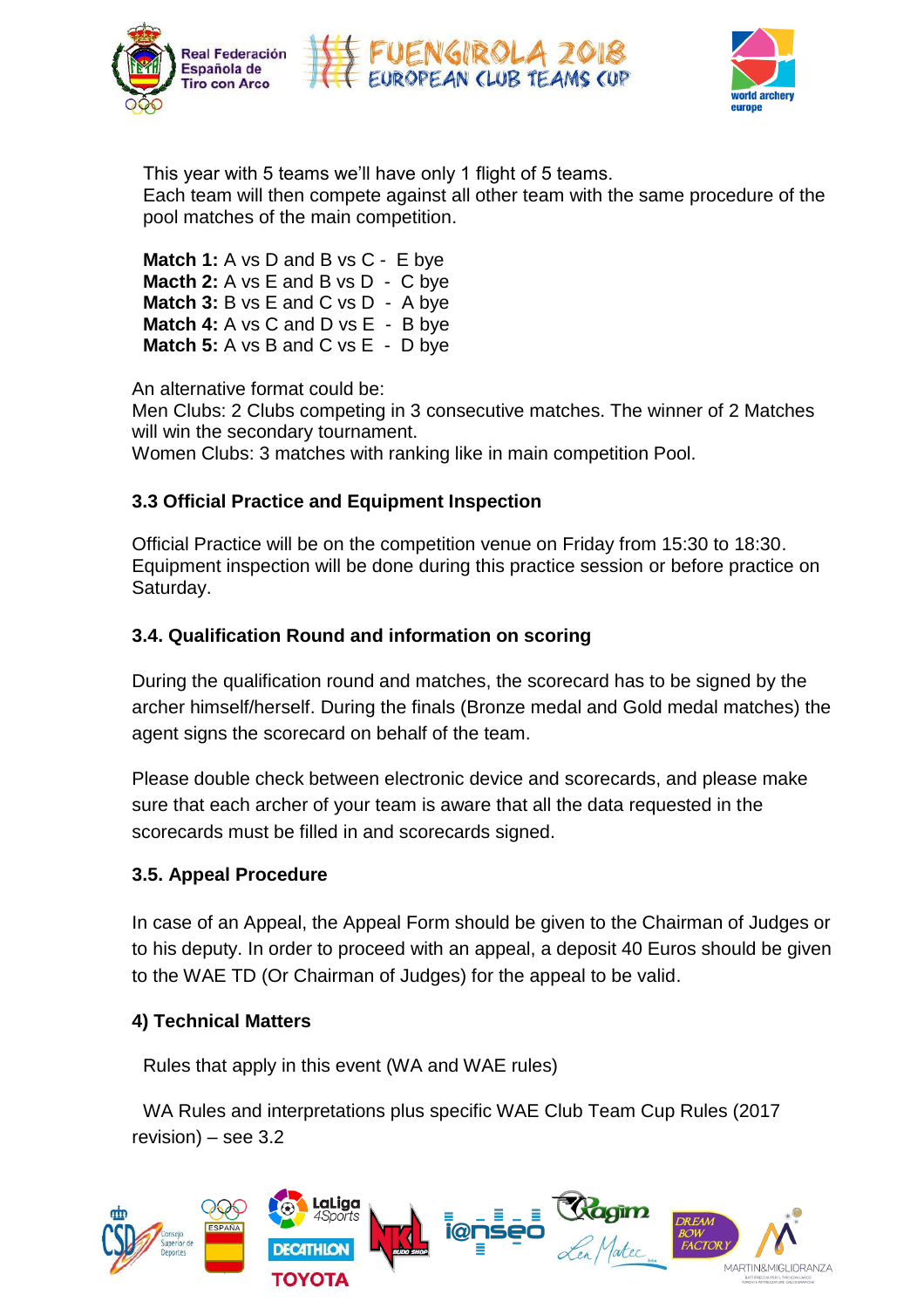This year with 5 teams we'll have only 1 flight of 5 teams.
Each team will then compete against all other team with the same procedure of the pool matches of the main competition.

**Match 1:** A vs D and B vs C - E bye
**Macth 2:** A vs E and B vs D - C bye
**Match 3:** B vs E and C vs D - A bye
**Match 4:** A vs C and D vs E - B bye
**Match 5:** A vs B and C vs E - D bye

An alternative format could be:
Men Clubs: 2 Clubs competing in 3 consecutive matches. The winner of 2 Matches will win the secondary tournament.
Women Clubs: 3 matches with ranking like in main competition Pool.

### 3.3 Official Practice and Equipment Inspection

Official Practice will be on the competition venue on Friday from 15:30 to 18:30. Equipment inspection will be done during this practice session or before practice on Saturday.

### 3.4. Qualification Round and information on scoring

During the qualification round and matches, the scorecard has to be signed by the archer himself/herself. During the finals (Bronze medal and Gold medal matches) the agent signs the scorecard on behalf of the team.

Please double check between electronic device and scorecards, and please make sure that each archer of your team is aware that all the data requested in the scorecards must be filled in and scorecards signed.

### 3.5. Appeal Procedure

In case of an Appeal, the Appeal Form should be given to the Chairman of Judges or to his deputy. In order to proceed with an appeal, a deposit 40 Euros should be given to the WAE TD (Or Chairman of Judges) for the appeal to be valid.

## 4) Technical Matters

Rules that apply in this event (WA and WAE rules)

WA Rules and interpretations plus specific WAE Club Team Cup Rules (2017 revision) – see 3.2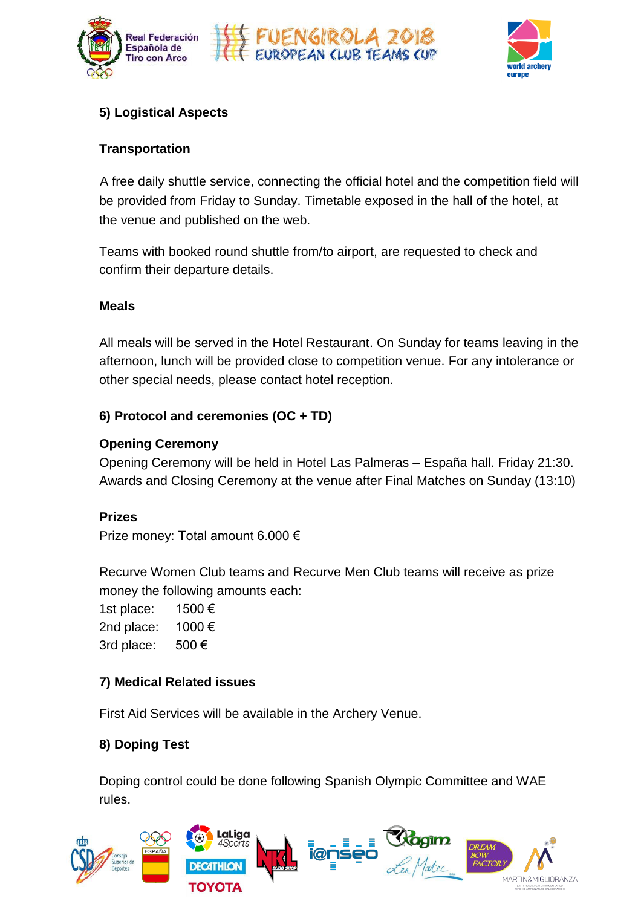### 5) Logistical Aspects

#### Transportation

A free daily shuttle service, connecting the official hotel and the competition field will be provided from Friday to Sunday. Timetable exposed in the hall of the hotel, at the venue and published on the web.

Teams with booked round shuttle from/to airport, are requested to check and confirm their departure details.

#### Meals

All meals will be served in the Hotel Restaurant. On Sunday for teams leaving in the afternoon, lunch will be provided close to competition venue. For any intolerance or other special needs, please contact hotel reception.

### 6) Protocol and ceremonies (OC + TD)

#### Opening Ceremony

Opening Ceremony will be held in Hotel Las Palmeras – España hall. Friday 21:30. Awards and Closing Ceremony at the venue after Final Matches on Sunday (13:10)

#### Prizes

Prize money: Total amount 6.000 €

Recurve Women Club teams and Recurve Men Club teams will receive as prize money the following amounts each:

1st place: 1500 €
2nd place: 1000 €
3rd place: 500 €

### 7) Medical Related issues

First Aid Services will be available in the Archery Venue.

### 8) Doping Test

Doping control could be done following Spanish Olympic Committee and WAE rules.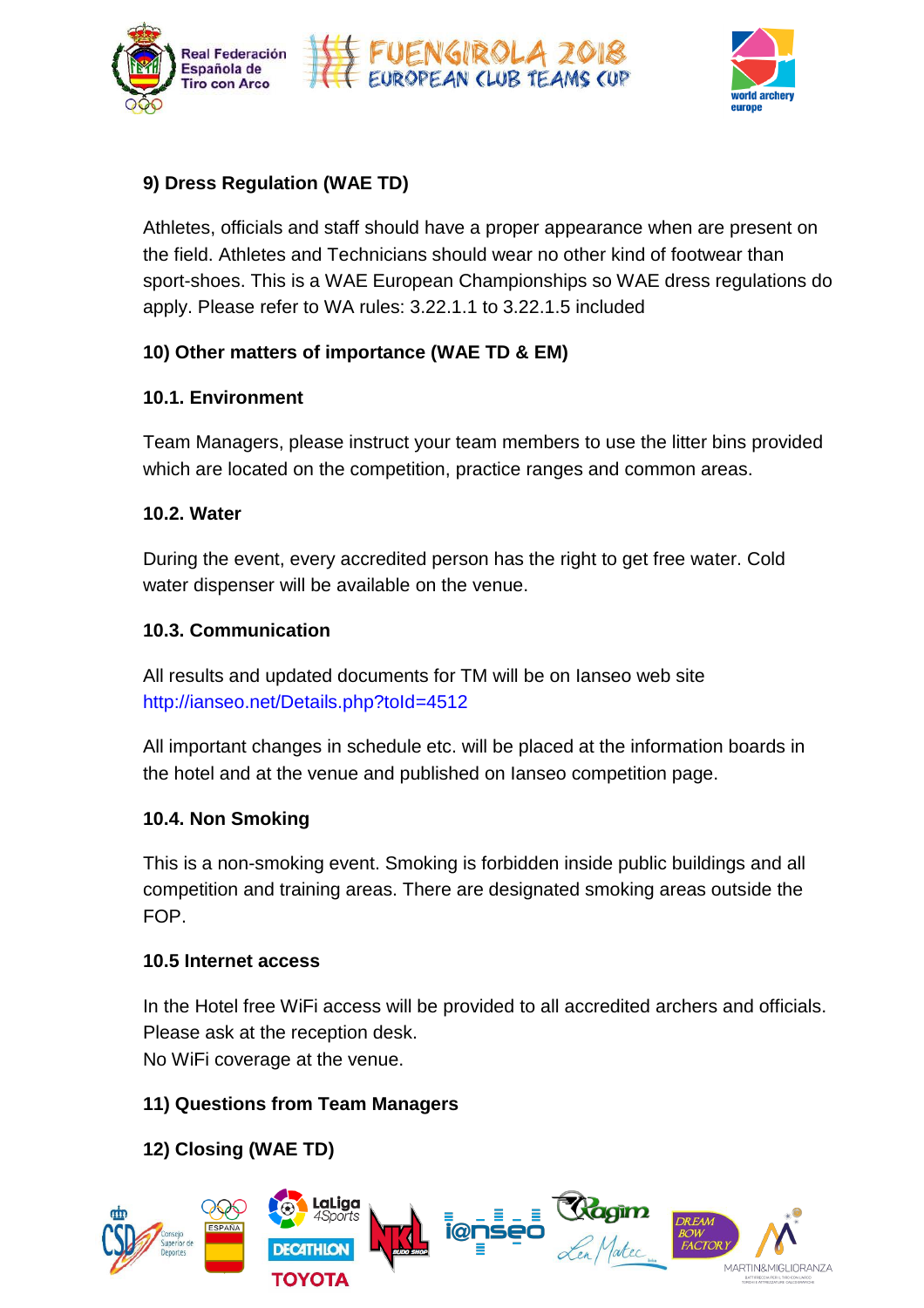### 9) Dress Regulation (WAE TD)

Athletes, officials and staff should have a proper appearance when are present on the field. Athletes and Technicians should wear no other kind of footwear than sport-shoes. This is a WAE European Championships so WAE dress regulations do apply. Please refer to WA rules: 3.22.1.1 to 3.22.1.5 included

### 10) Other matters of importance (WAE TD & EM)

#### 10.1. Environment

Team Managers, please instruct your team members to use the litter bins provided which are located on the competition, practice ranges and common areas.

#### 10.2. Water

During the event, every accredited person has the right to get free water. Cold water dispenser will be available on the venue.

#### 10.3. Communication

All results and updated documents for TM will be on Ianseo web site http://ianseo.net/Details.php?toId=4512

All important changes in schedule etc. will be placed at the information boards in the hotel and at the venue and published on Ianseo competition page.

#### 10.4. Non Smoking

This is a non-smoking event. Smoking is forbidden inside public buildings and all competition and training areas. There are designated smoking areas outside the FOP.

#### 10.5 Internet access

In the Hotel free WiFi access will be provided to all accredited archers and officials. Please ask at the reception desk.
No WiFi coverage at the venue.

### 11) Questions from Team Managers

### 12) Closing (WAE TD)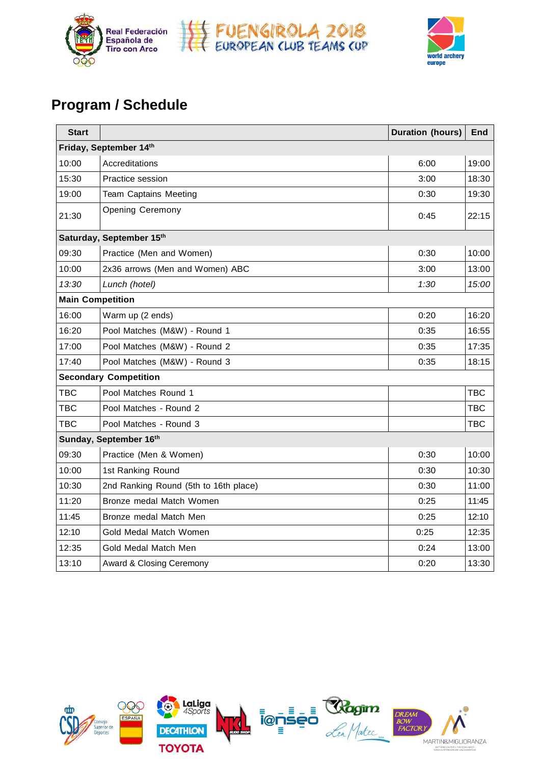## Program / Schedule

| Start | | Duration (hours) | End |
|---|---|---|---|
| **Friday, September 14th** | | | |
| 10:00 | Accreditations | 6:00 | 19:00 |
| 15:30 | Practice session | 3:00 | 18:30 |
| 19:00 | Team Captains Meeting | 0:30 | 19:30 |
| 21:30 | Opening Ceremony | 0:45 | 22:15 |
| **Saturday, September 15th** | | | |
| 09:30 | Practice (Men and Women) | 0:30 | 10:00 |
| 10:00 | 2x36 arrows (Men and Women) ABC | 3:00 | 13:00 |
| *13:30* | *Lunch (hotel)* | *1:30* | *15:00* |
| **Main Competition** | | | |
| 16:00 | Warm up (2 ends) | 0:20 | 16:20 |
| 16:20 | Pool Matches (M&W) - Round 1 | 0:35 | 16:55 |
| 17:00 | Pool Matches (M&W) - Round 2 | 0:35 | 17:35 |
| 17:40 | Pool Matches (M&W) - Round 3 | 0:35 | 18:15 |
| **Secondary Competition** | | | |
| TBC | Pool Matches Round 1 | | TBC |
| TBC | Pool Matches - Round 2 | | TBC |
| TBC | Pool Matches - Round 3 | | TBC |
| **Sunday, September 16th** | | | |
| 09:30 | Practice (Men & Women) | 0:30 | 10:00 |
| 10:00 | 1st Ranking Round | 0:30 | 10:30 |
| 10:30 | 2nd Ranking Round (5th to 16th place) | 0:30 | 11:00 |
| 11:20 | Bronze medal Match Women | 0:25 | 11:45 |
| 11:45 | Bronze medal Match Men | 0:25 | 12:10 |
| 12:10 | Gold Medal Match Women | 0:25 | 12:35 |
| 12:35 | Gold Medal Match Men | 0:24 | 13:00 |
| 13:10 | Award & Closing Ceremony | 0:20 | 13:30 |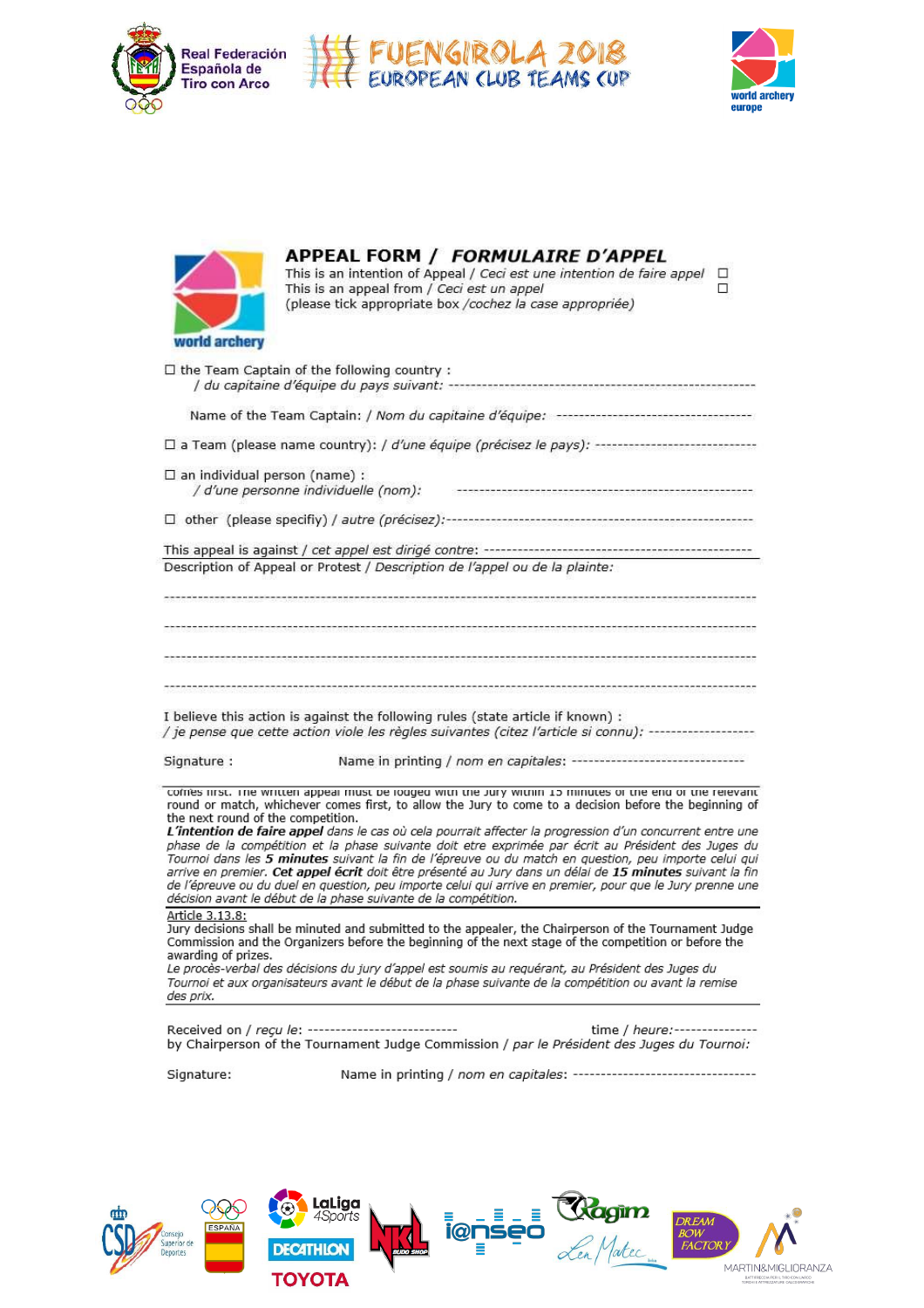# APPEAL FORM / *FORMULAIRE D'APPEL*

This is an intention of Appeal / *Ceci est une intention de faire appel* ☐

This is an appeal from / *Ceci est un appel* ☐

(please tick appropriate box /*cochez la case appropriée)*

☐ the Team Captain of the following country :
/ *du capitaine d'équipe du pays suivant:* -----------------------------------------------------

Name of the Team Captain: / *Nom du capitaine d'équipe:* ---------------------------------

☐ a Team (please name country): / *d'une équipe (précisez le pays):* ----------------------------

☐ an individual person (name) :
/ *d'une personne individuelle (nom):* --------------------------------------------------

☐ other (please specifiy) / *autre (précisez):*-----------------------------------------------

This appeal is against / *cet appel est dirigé contre:* ---------------------------------------------

Description of Appeal or Protest / *Description de l'appel ou de la plainte:*

-----------------------------------------------------------------------------------------

-----------------------------------------------------------------------------------------

-----------------------------------------------------------------------------------------

-----------------------------------------------------------------------------------------

I believe this action is against the following rules (state article if known) :
/ *je pense que cette action viole les règles suivantes (citez l'article si connu):* ------------------

Signature : Name in printing / *nom en capitales:* ------------------------------

comes first. The written appeal must be lodged with the Jury within 15 minutes of the end of the relevant round or match, whichever comes first, to allow the Jury to come to a decision before the beginning of the next round of the competition.

***L'intention de faire appel** dans le cas où cela pourrait affecter la progression d'un concurrent entre une phase de la compétition et la phase suivante doit etre exprimée par écrit au Président des Juges du Tournoi dans les **5 minutes** suivant la fin de l'épreuve ou du match en question, peu importe celui qui arrive en premier. **Cet appel écrit** doit être présenté au Jury dans un délai de **15 minutes** suivant la fin de l'épreuve ou du duel en question, peu importe celui qui arrive en premier, pour que le Jury prenne une décision avant le début de la phase suivante de la compétition.*

Article 3.13.8:

Jury decisions shall be minuted and submitted to the appealer, the Chairperson of the Tournament Judge Commission and the Organizers before the beginning of the next stage of the competition or before the awarding of prizes.

*Le procès-verbal des décisions du jury d'appel est soumis au requérant, au Président des Juges du Tournoi et aux organisateurs avant le début de la phase suivante de la compétition ou avant la remise des prix.*

Received on / *reçu le:* -------------------------- time / *heure:*--------------

by Chairperson of the Tournament Judge Commission / *par le Président des Juges du Tournoi:*

Signature: Name in printing / *nom en capitales:* --------------------------------